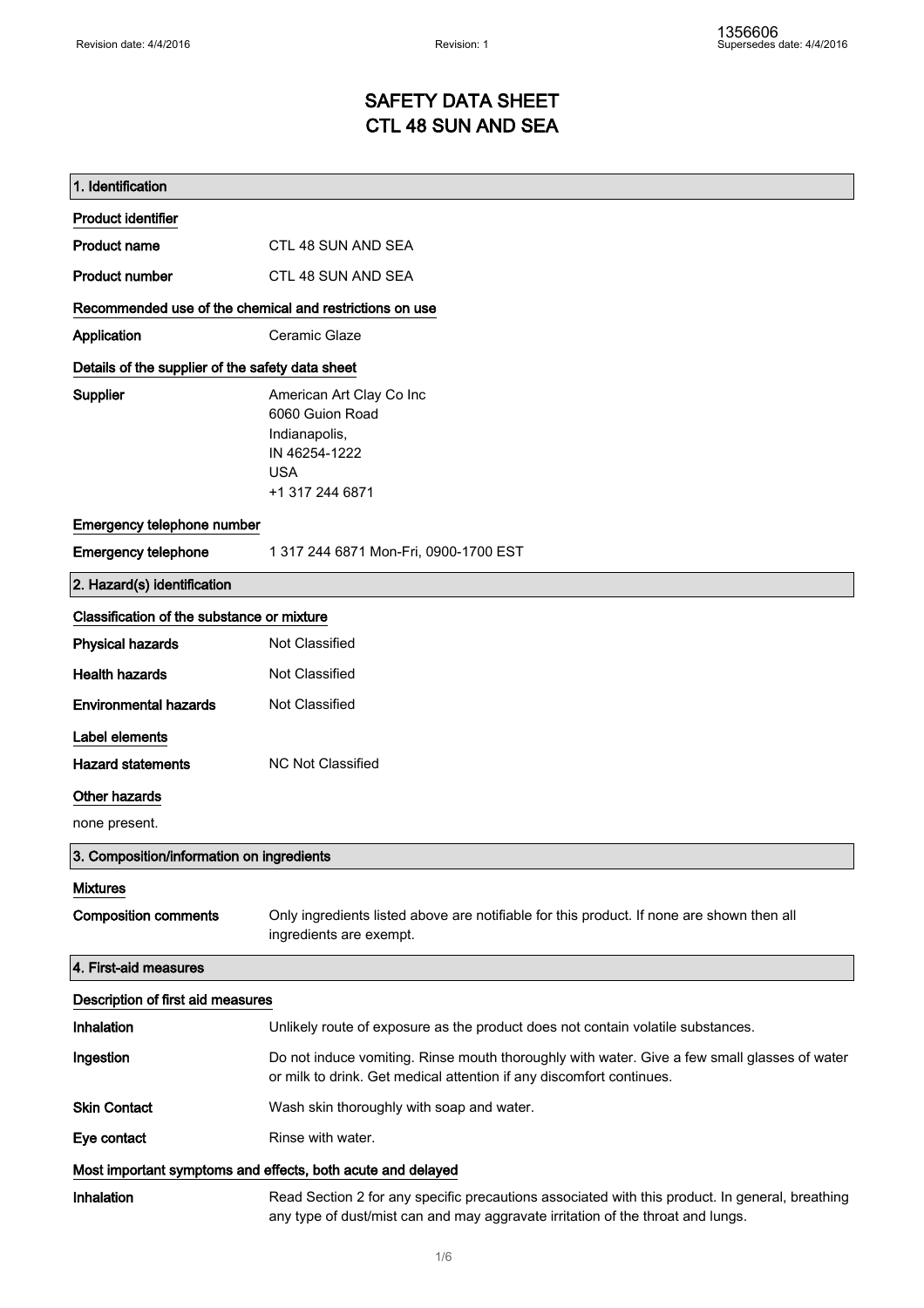# SAFETY DATA SHEET
# CTL 48 SUN AND SEA

## 1. Identification

### Product identifier

| | |
|---|---|
| **Product name** | CTL 48 SUN AND SEA |
| **Product number** | CTL 48 SUN AND SEA |

### Recommended use of the chemical and restrictions on use

| | |
|---|---|
| **Application** | Ceramic Glaze |

### Details of the supplier of the safety data sheet

**Supplier**

American Art Clay Co Inc
6060 Guion Road
Indianapolis,
IN 46254-1222
USA
+1 317 244 6871

### Emergency telephone number

| | |
|---|---|
| **Emergency telephone** | 1 317 244 6871 Mon-Fri, 0900-1700 EST |

## 2. Hazard(s) identification

### Classification of the substance or mixture

| | |
|---|---|
| **Physical hazards** | Not Classified |
| **Health hazards** | Not Classified |
| **Environmental hazards** | Not Classified |

### Label elements

| | |
|---|---|
| **Hazard statements** | NC Not Classified |

### Other hazards

none present.

## 3. Composition/information on ingredients

### Mixtures

| | |
|---|---|
| **Composition comments** | Only ingredients listed above are notifiable for this product. If none are shown then all ingredients are exempt. |

## 4. First-aid measures

### Description of first aid measures

| | |
|---|---|
| **Inhalation** | Unlikely route of exposure as the product does not contain volatile substances. |
| **Ingestion** | Do not induce vomiting. Rinse mouth thoroughly with water. Give a few small glasses of water or milk to drink. Get medical attention if any discomfort continues. |
| **Skin Contact** | Wash skin thoroughly with soap and water. |
| **Eye contact** | Rinse with water. |

### Most important symptoms and effects, both acute and delayed

| | |
|---|---|
| **Inhalation** | Read Section 2 for any specific precautions associated with this product. In general, breathing any type of dust/mist can and may aggravate irritation of the throat and lungs. |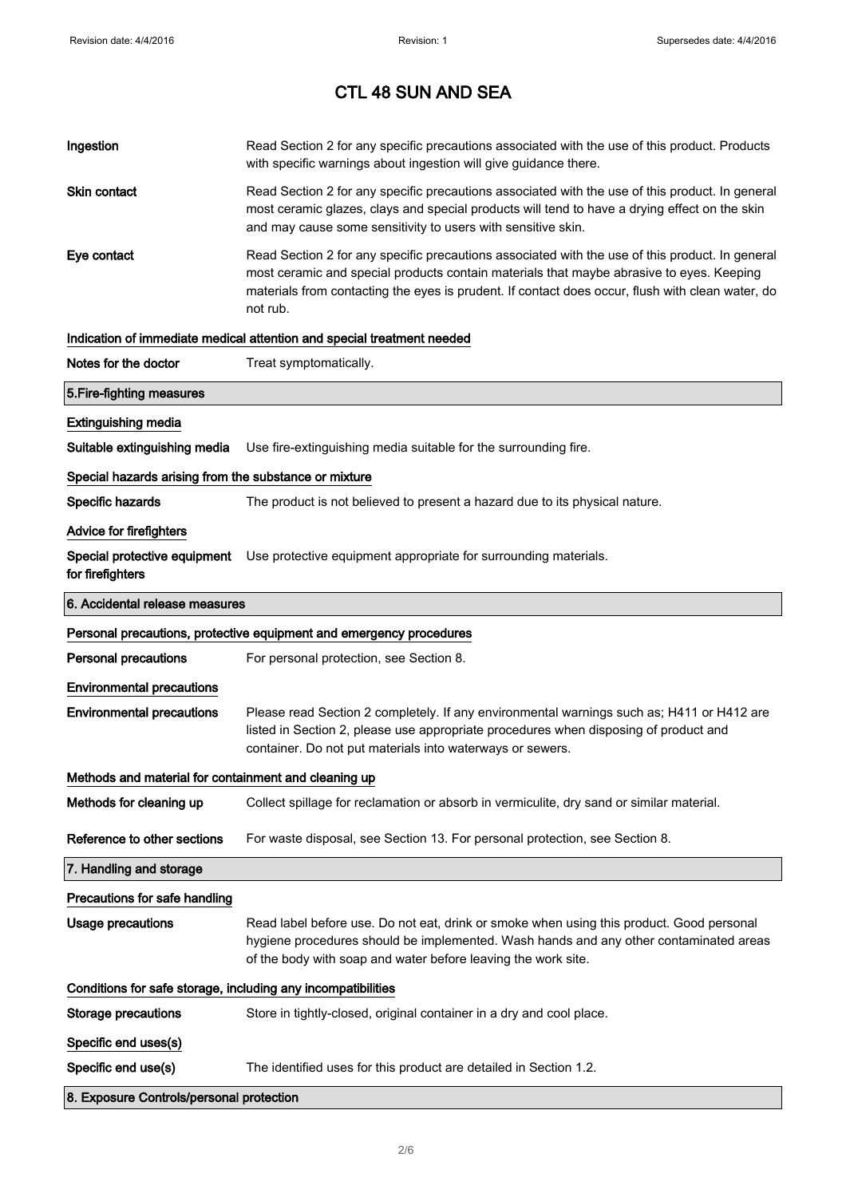# CTL 48 SUN AND SEA

**Ingestion**

Read Section 2 for any specific precautions associated with the use of this product. Products with specific warnings about ingestion will give guidance there.

**Skin contact**

Read Section 2 for any specific precautions associated with the use of this product. In general most ceramic glazes, clays and special products will tend to have a drying effect on the skin and may cause some sensitivity to users with sensitive skin.

**Eye contact**

Read Section 2 for any specific precautions associated with the use of this product. In general most ceramic and special products contain materials that maybe abrasive to eyes. Keeping materials from contacting the eyes is prudent. If contact does occur, flush with clean water, do not rub.

### Indication of immediate medical attention and special treatment needed

**Notes for the doctor**

Treat symptomatically.

## 5.Fire-fighting measures

### Extinguishing media

**Suitable extinguishing media**

Use fire-extinguishing media suitable for the surrounding fire.

### Special hazards arising from the substance or mixture

**Specific hazards**

The product is not believed to present a hazard due to its physical nature.

### Advice for firefighters

**Special protective equipment for firefighters**

Use protective equipment appropriate for surrounding materials.

## 6. Accidental release measures

### Personal precautions, protective equipment and emergency procedures

**Personal precautions**

For personal protection, see Section 8.

### Environmental precautions

**Environmental precautions**

Please read Section 2 completely. If any environmental warnings such as; H411 or H412 are listed in Section 2, please use appropriate procedures when disposing of product and container. Do not put materials into waterways or sewers.

### Methods and material for containment and cleaning up

**Methods for cleaning up**

Collect spillage for reclamation or absorb in vermiculite, dry sand or similar material.

**Reference to other sections**

For waste disposal, see Section 13. For personal protection, see Section 8.

## 7. Handling and storage

### Precautions for safe handling

**Usage precautions**

Read label before use. Do not eat, drink or smoke when using this product. Good personal hygiene procedures should be implemented. Wash hands and any other contaminated areas of the body with soap and water before leaving the work site.

### Conditions for safe storage, including any incompatibilities

**Storage precautions**

Store in tightly-closed, original container in a dry and cool place.

### Specific end uses(s)

**Specific end use(s)**

The identified uses for this product are detailed in Section 1.2.

## 8. Exposure Controls/personal protection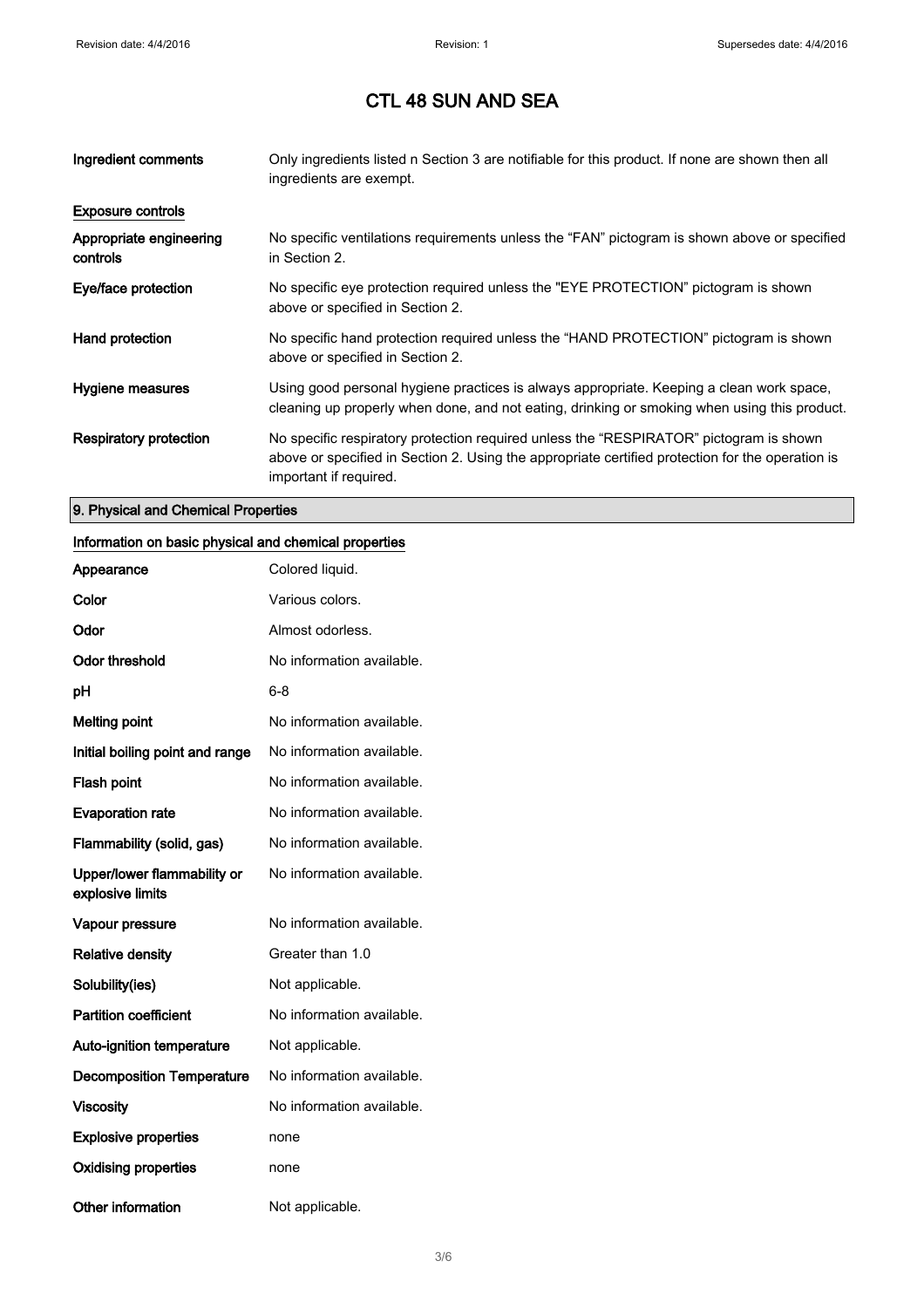# CTL 48 SUN AND SEA

| | |
|---|---|
| **Ingredient comments** | Only ingredients listed n Section 3 are notifiable for this product. If none are shown then all ingredients are exempt. |

**Exposure controls**

| | |
|---|---|
| **Appropriate engineering controls** | No specific ventilations requirements unless the "FAN" pictogram is shown above or specified in Section 2. |
| **Eye/face protection** | No specific eye protection required unless the "EYE PROTECTION" pictogram is shown above or specified in Section 2. |
| **Hand protection** | No specific hand protection required unless the "HAND PROTECTION" pictogram is shown above or specified in Section 2. |
| **Hygiene measures** | Using good personal hygiene practices is always appropriate. Keeping a clean work space, cleaning up properly when done, and not eating, drinking or smoking when using this product. |
| **Respiratory protection** | No specific respiratory protection required unless the "RESPIRATOR" pictogram is shown above or specified in Section 2. Using the appropriate certified protection for the operation is important if required. |

## 9. Physical and Chemical Properties

**Information on basic physical and chemical properties**

| | |
|---|---|
| **Appearance** | Colored liquid. |
| **Color** | Various colors. |
| **Odor** | Almost odorless. |
| **Odor threshold** | No information available. |
| **pH** | 6-8 |
| **Melting point** | No information available. |
| **Initial boiling point and range** | No information available. |
| **Flash point** | No information available. |
| **Evaporation rate** | No information available. |
| **Flammability (solid, gas)** | No information available. |
| **Upper/lower flammability or explosive limits** | No information available. |
| **Vapour pressure** | No information available. |
| **Relative density** | Greater than 1.0 |
| **Solubility(ies)** | Not applicable. |
| **Partition coefficient** | No information available. |
| **Auto-ignition temperature** | Not applicable. |
| **Decomposition Temperature** | No information available. |
| **Viscosity** | No information available. |
| **Explosive properties** | none |
| **Oxidising properties** | none |
| **Other information** | Not applicable. |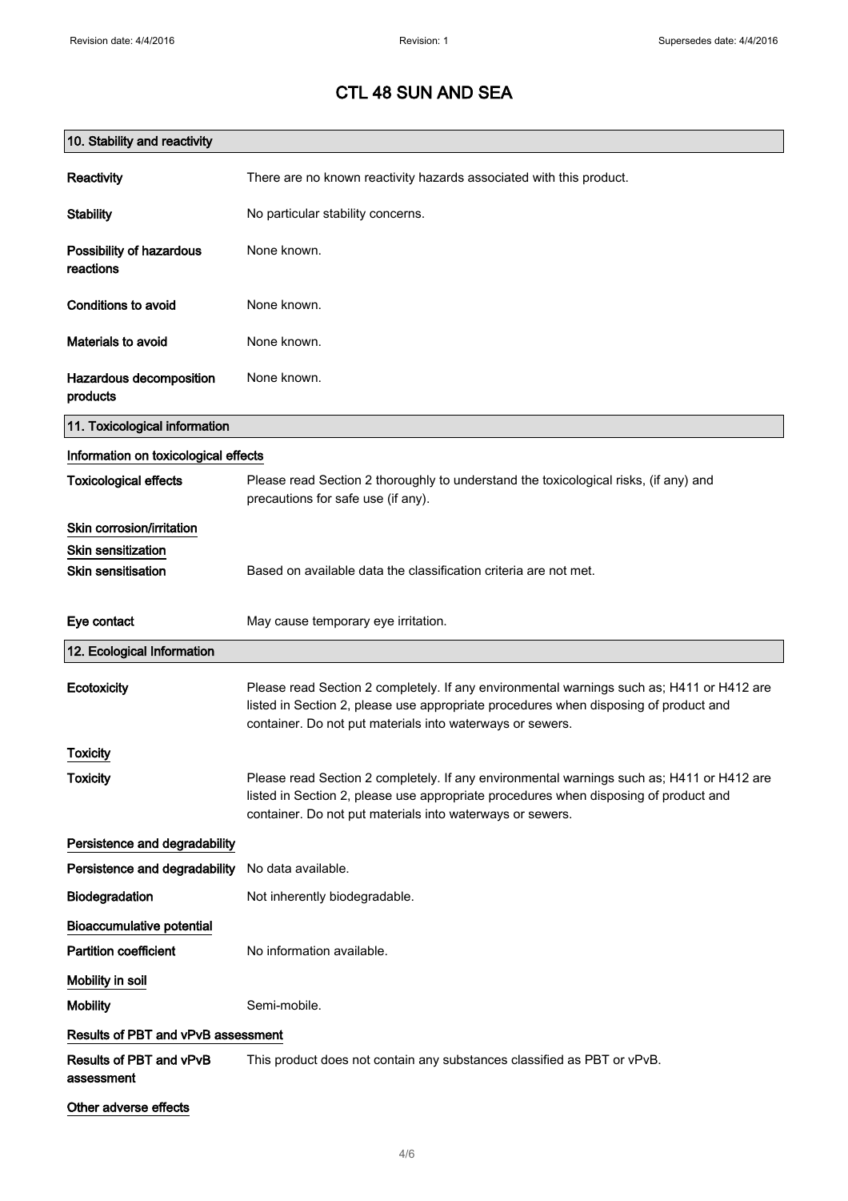# CTL 48 SUN AND SEA

## 10. Stability and reactivity

| | |
|---|---|
| **Reactivity** | There are no known reactivity hazards associated with this product. |
| **Stability** | No particular stability concerns. |
| **Possibility of hazardous reactions** | None known. |
| **Conditions to avoid** | None known. |
| **Materials to avoid** | None known. |
| **Hazardous decomposition products** | None known. |

## 11. Toxicological information

### Information on toxicological effects

**Toxicological effects** Please read Section 2 thoroughly to understand the toxicological risks, (if any) and precautions for safe use (if any).

### Skin corrosion/irritation

### Skin sensitization

**Skin sensitisation** Based on available data the classification criteria are not met.

**Eye contact** May cause temporary eye irritation.

## 12. Ecological Information

**Ecotoxicity** Please read Section 2 completely. If any environmental warnings such as; H411 or H412 are listed in Section 2, please use appropriate procedures when disposing of product and container. Do not put materials into waterways or sewers.

### Toxicity

**Toxicity** Please read Section 2 completely. If any environmental warnings such as; H411 or H412 are listed in Section 2, please use appropriate procedures when disposing of product and container. Do not put materials into waterways or sewers.

### Persistence and degradability

**Persistence and degradability** No data available.

**Biodegradation** Not inherently biodegradable.

### Bioaccumulative potential

**Partition coefficient** No information available.

### Mobility in soil

**Mobility** Semi-mobile.

### Results of PBT and vPvB assessment

**Results of PBT and vPvB assessment** This product does not contain any substances classified as PBT or vPvB.

### Other adverse effects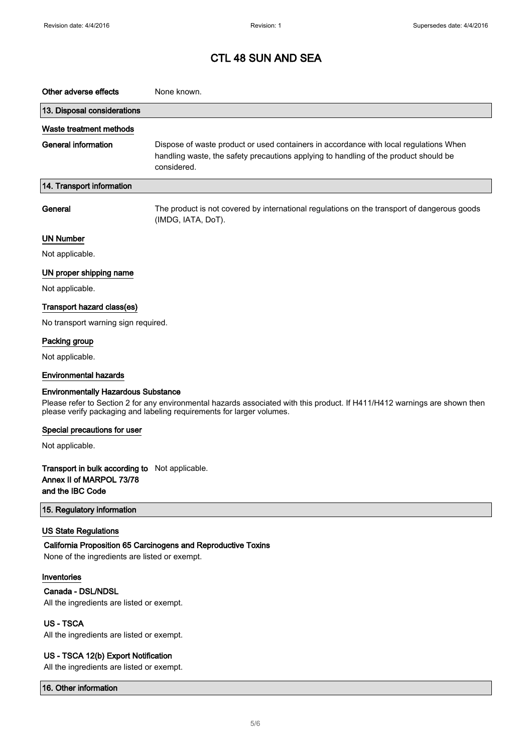# CTL 48 SUN AND SEA

**Other adverse effects** None known.

## 13. Disposal considerations

### Waste treatment methods

**General information** Dispose of waste product or used containers in accordance with local regulations When handling waste, the safety precautions applying to handling of the product should be considered.

## 14. Transport information

**General** The product is not covered by international regulations on the transport of dangerous goods (IMDG, IATA, DoT).

### UN Number

Not applicable.

### UN proper shipping name

Not applicable.

### Transport hazard class(es)

No transport warning sign required.

### Packing group

Not applicable.

### Environmental hazards

**Environmentally Hazardous Substance**

Please refer to Section 2 for any environmental hazards associated with this product. If H411/H412 warnings are shown then please verify packaging and labeling requirements for larger volumes.

### Special precautions for user

Not applicable.

**Transport in bulk according to Annex II of MARPOL 73/78 and the IBC Code** Not applicable.

## 15. Regulatory information

### US State Regulations

**California Proposition 65 Carcinogens and Reproductive Toxins**

None of the ingredients are listed or exempt.

### Inventories

**Canada - DSL/NDSL**

All the ingredients are listed or exempt.

**US - TSCA**

All the ingredients are listed or exempt.

**US - TSCA 12(b) Export Notification**

All the ingredients are listed or exempt.

## 16. Other information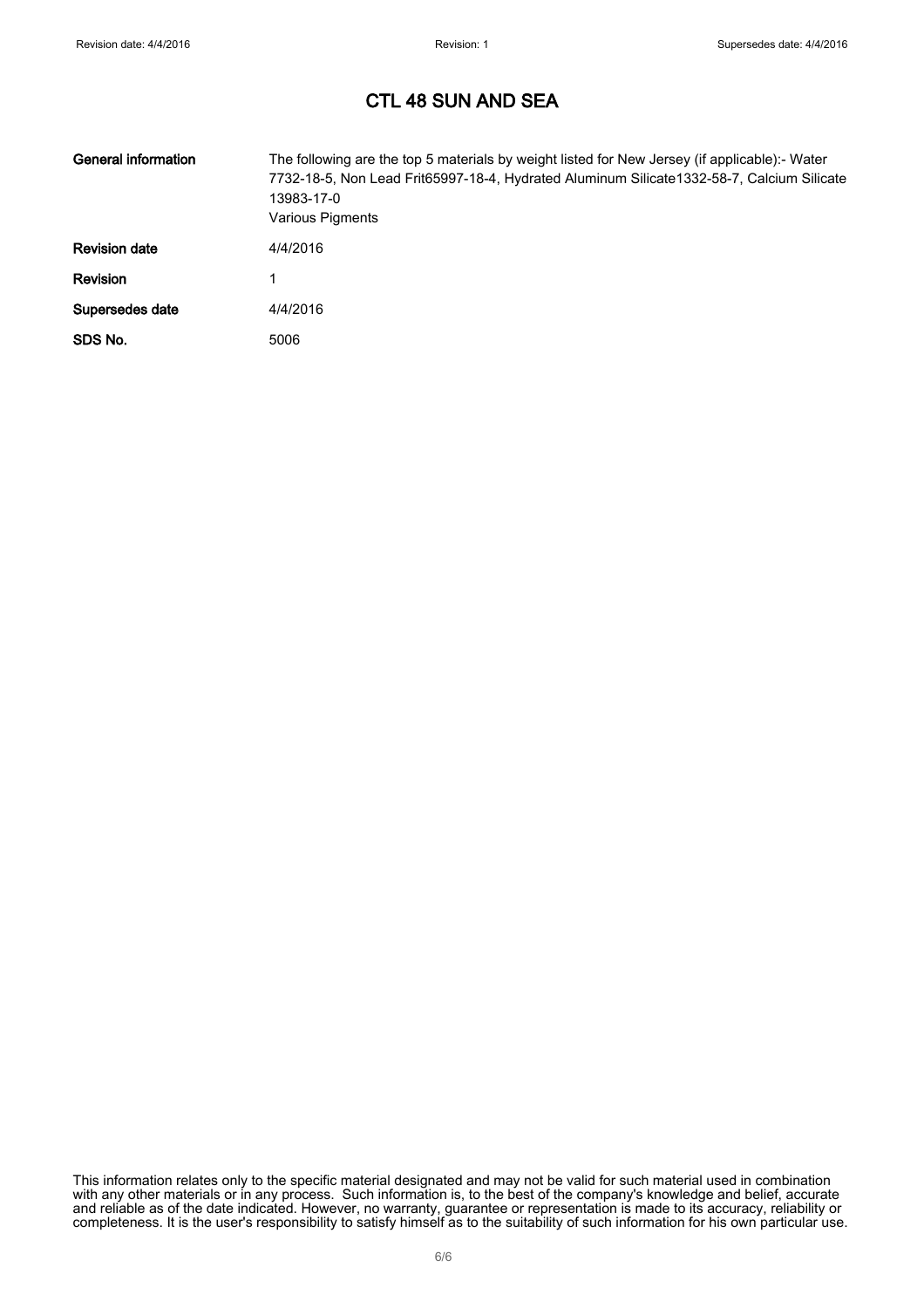# CTL 48 SUN AND SEA

| | |
|---|---|
| **General information** | The following are the top 5 materials by weight listed for New Jersey (if applicable):- Water 7732-18-5, Non Lead Frit65997-18-4, Hydrated Aluminum Silicate1332-58-7, Calcium Silicate 13983-17-0<br>Various Pigments |
| **Revision date** | 4/4/2016 |
| **Revision** | 1 |
| **Supersedes date** | 4/4/2016 |
| **SDS No.** | 5006 |

This information relates only to the specific material designated and may not be valid for such material used in combination with any other materials or in any process. Such information is, to the best of the company's knowledge and belief, accurate and reliable as of the date indicated. However, no warranty, guarantee or representation is made to its accuracy, reliability or completeness. It is the user's responsibility to satisfy himself as to the suitability of such information for his own particular use.